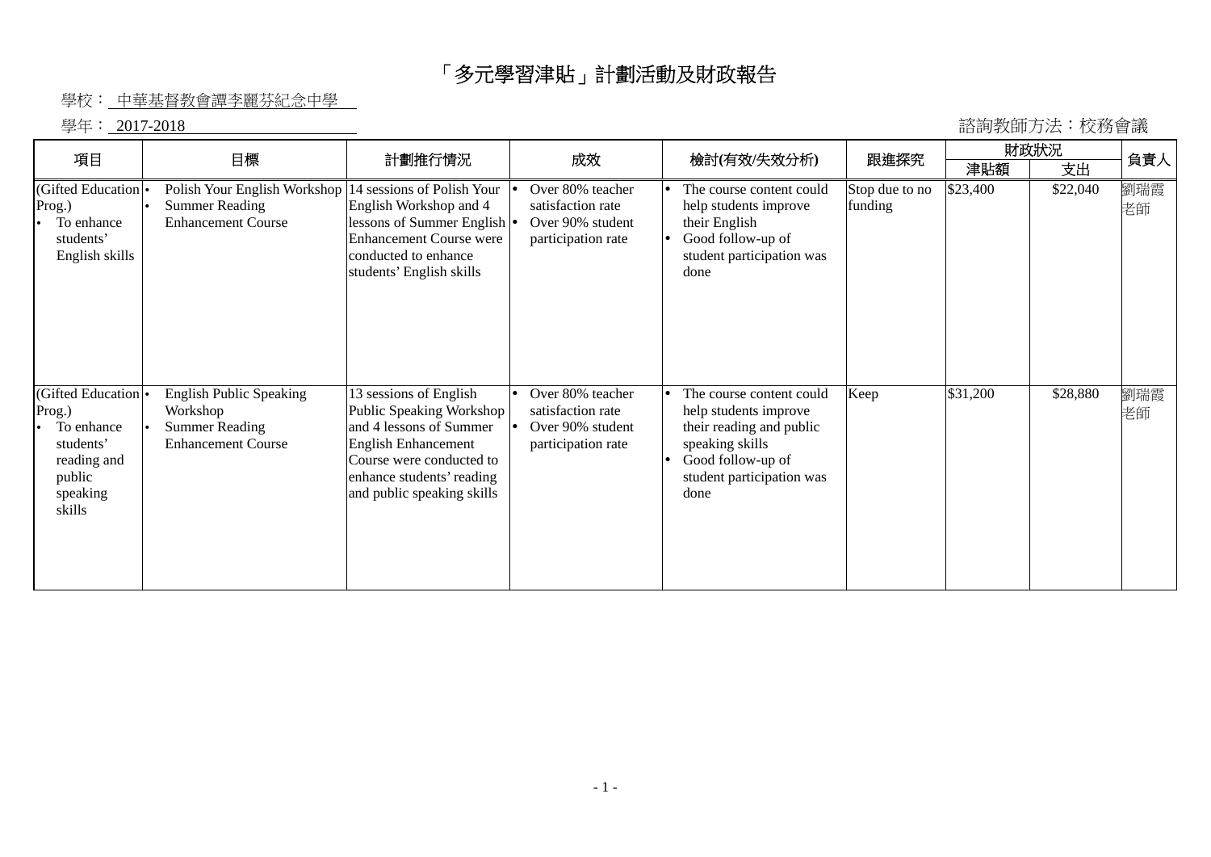# 「多元學習津貼」計劃活動及財政報告

學校： 中華基督教會譚李麗芬紀念中學

學年： 2017-2018

諮詢教師方法：校務會議

| 項目 | 目標 | 計劃推行情況 | 成效 | 檢討(有效/失效分析) | 跟進探究 | 財政狀況 | | 負責人 |
|---|---|---|---|---|---|---|---|---|
| | | | | | | 津貼額 | 支出 | |
| (Gifted Education Prog.)<br>• To enhance students' English skills | • Polish Your English Workshop<br>• Summer Reading Enhancement Course | 14 sessions of Polish Your English Workshop and 4 lessons of Summer English Enhancement Course were conducted to enhance students' English skills | • Over 80% teacher satisfaction rate<br>• Over 90% student participation rate | • The course content could help students improve their English<br>• Good follow-up of student participation was done | Stop due to no funding | $23,400 | $22,040 | 劉瑞霞老師 |
| (Gifted Education Prog.)<br>• To enhance students' reading and public speaking skills | • English Public Speaking Workshop<br>• Summer Reading Enhancement Course | 13 sessions of English Public Speaking Workshop and 4 lessons of Summer English Enhancement Course were conducted to enhance students' reading and public speaking skills | • Over 80% teacher satisfaction rate<br>• Over 90% student participation rate | • The course content could help students improve their reading and public speaking skills<br>• Good follow-up of student participation was done | Keep | $31,200 | $28,880 | 劉瑞霞老師 |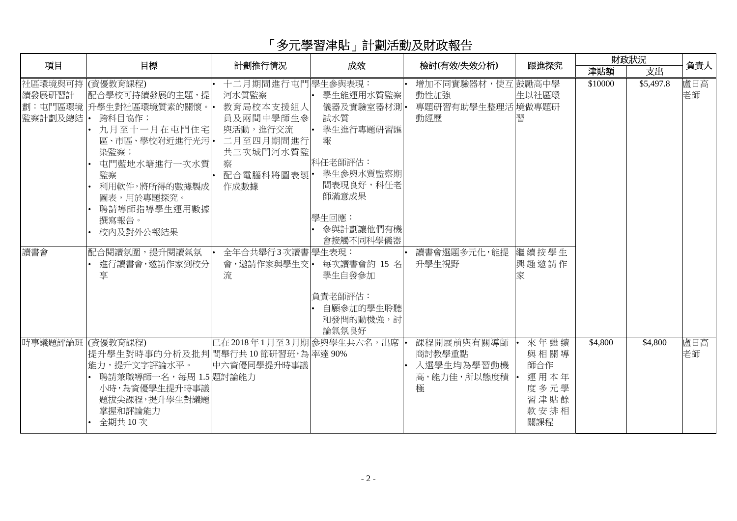# 「多元學習津貼」計劃活動及財政報告

| 項目 | 目標 | 計劃推行情況 | 成效 | 檢討(有效/失效分析) | 跟進探究 | 財政狀況 | | 負責人 |
|---|---|---|---|---|---|---|---|---|
| | | | | | | 津貼額 | 支出 | |
| 社區環境與可持續發展研習計劃：屯門區環境監察計劃及總結 | (資優教育課程)<br>配合學校可持續發展的主題，提升學生對社區環境質素的關懷。<br>• 跨科目協作；<br>• 九月至十一月在屯門住宅區、市區、學校附近進行光污染監察；<br>• 屯門藍地水塘進行一次水質監察<br>• 利用軟件，將所得的數據製成圖表，用於專題探究。<br>• 聘請導師指導學生運用數據撰寫報告。<br>• 校內及對外公報結果 | • 十二月期間進行屯門河水質監察<br>• 教育局校本支援組人員及兩間中學師生參與活動，進行交流<br>• 二月至四月期間進行共三次城門河水質監察<br>• 配合電腦科將圖表製作成數據 | 學生參與表現：<br>• 學生能運用水質監察儀器及實驗室器材測試水質<br>• 學生進行專題研習匯報<br><br>科任老師評估：<br>• 學生參與水質監察期間表現良好，科任老師滿意成果<br><br>學生回應：<br>• 參與計劃讓他們有機會接觸不同科學儀器 | • 增加不同實驗器材，使互動性加強<br>• 專題研習有助學生整理活動經歷 | 鼓勵高中學生以社區環境做專題研習 | $10000 | $5,497.8 | 盧日高老師 |
| 讀書會 | 配合閱讀氛圍，提升閱讀氣氛<br>• 進行讀書會，邀請作家到校分享 | • 全年合共舉行3次讀書會，邀請作家與學生交流 | 學生表現：<br>• 每次讀書會約 15 名學生自發參加<br><br>負責老師評估：<br>• 自願參加的學生聆聽和發問的動機強，討論氣氛良好 | • 讀書會選題多元化，能提升學生視野 | 繼續按學生興趣邀請作家 | | | |
| 時事議題評論班 | (資優教育課程)<br>提升學生對時事的分析及批判能力，提升文字評論水平。<br>• 聘請兼職導師一名，每周 1.5 小時，為資優學生提升時事議題拔尖課程，提升學生對議題掌握和評論能力<br>• 全期共 10 次 | 已在 2018 年 1 月至 3 月期間舉行共 10 節研習班，為中六資優同學提升時事議題討論能力 | 參與學生共六名，出席率達 90% | • 課程開展前與有關導師商討教學重點<br>• 入選學生均為學習動機高，能力佳，所以態度積極 | • 來年繼續與相關導師合作<br>• 運用本年度多元學習津貼餘款安排相關課程 | $4,800 | $4,800 | 盧日高老師 |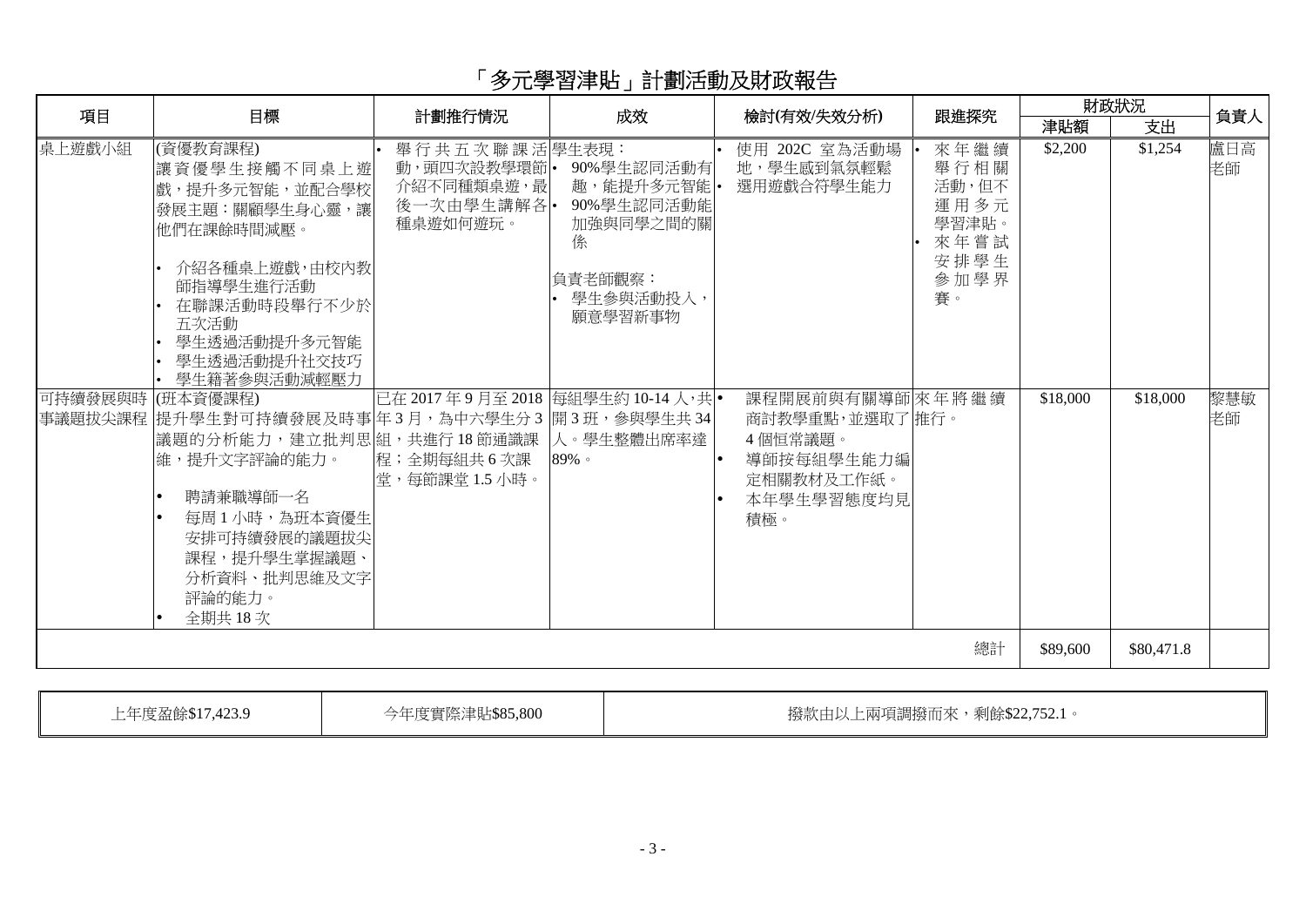# 「多元學習津貼」計劃活動及財政報告

| 項目 | 目標 | 計劃推行情況 | 成效 | 檢討(有效/失效分析) | 跟進探究 | 財政狀況 | | 負責人 |
|---|---|---|---|---|---|---|---|---|
| | | | | | | 津貼額 | 支出 | |
| 桌上遊戲小組 | (資優教育課程)<br>讓資優學生接觸不同桌上遊戲，提升多元智能，並配合學校發展主題：關顧學生身心靈，讓他們在課餘時間減壓。<br>• 介紹各種桌上遊戲，由校內教師指導學生進行活動<br>• 在聯課活動時段舉行不少於五次活動<br>• 學生透過活動提升多元智能<br>• 學生透過活動提升社交技巧<br>• 學生籍著參與活動減輕壓力 | • 舉行共五次聯課活動，頭四次設教學環節介紹不同種類桌遊，最後一次由學生講解各種桌遊如何遊玩。 | 學生表現：<br>• 90%學生認同活動有趣，能提升多元智能<br>• 90%學生認同活動能加強與同學之間的關係<br>負責老師觀察：<br>• 學生參與活動投入，願意學習新事物 | • 使用 202C 室為活動場地，學生感到氣氛輕鬆<br>• 選用遊戲合符學生能力 | • 來年繼續舉行相關活動，但不運用多元學習津貼。<br>• 來年嘗試安排學生參加學界賽。 | $2,200 | $1,254 | 盧日高老師 |
| 可持續發展與時事議題拔尖課程 | (班本資優課程)<br>提升學生對可持續發展及時事議題的分析能力，建立批判思維，提升文字評論的能力。<br>• 聘請兼職導師一名<br>• 每周 1 小時，為班本資優生安排可持續發展的議題拔尖課程，提升學生掌握議題、分析資料、批判思維及文字評論的能力。<br>• 全期共 18 次 | 已在 2017 年 9 月至 2018 年 3 月，為中六學生分 3 組，共進行 18 節通識課程；全期每組共 6 次課堂，每節課堂 1.5 小時。 | 每組學生約 10-14 人，共開 3 班，參與學生共 34 人。學生整體出席率達 89%。 | • 課程開展前與有關導師商討教學重點，並選取了 4 個恒常議題。<br>• 導師按每組學生能力編定相關教材及工作紙。<br>• 本年學生學習態度均見積極。 | 來年將繼續推行。 | $18,000 | $18,000 | 黎慧敏老師 |
| | | | | | 總計 | $89,600 | $80,471.8 | |

| 上年度盈餘$17,423.9 | 今年度實際津貼$85,800 | 撥款由以上兩項調撥而來，剩餘$22,752.1。 |
|---|---|---|